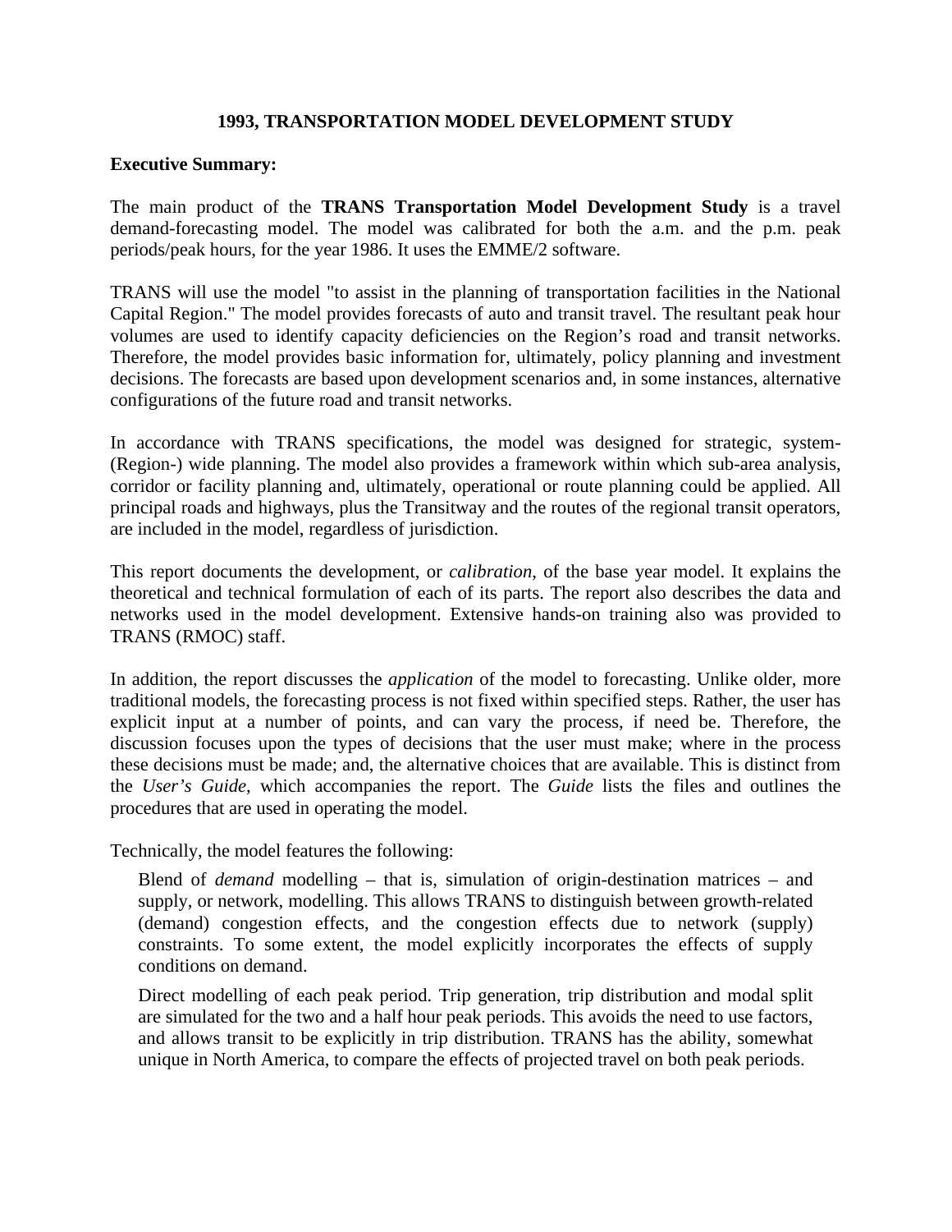# 1993, TRANSPORTATION MODEL DEVELOPMENT STUDY

**Executive Summary:**

The main product of the **TRANS Transportation Model Development Study** is a travel demand-forecasting model. The model was calibrated for both the a.m. and the p.m. peak periods/peak hours, for the year 1986. It uses the EMME/2 software.

TRANS will use the model "to assist in the planning of transportation facilities in the National Capital Region." The model provides forecasts of auto and transit travel. The resultant peak hour volumes are used to identify capacity deficiencies on the Region's road and transit networks. Therefore, the model provides basic information for, ultimately, policy planning and investment decisions. The forecasts are based upon development scenarios and, in some instances, alternative configurations of the future road and transit networks.

In accordance with TRANS specifications, the model was designed for strategic, system- (Region-) wide planning. The model also provides a framework within which sub-area analysis, corridor or facility planning and, ultimately, operational or route planning could be applied. All principal roads and highways, plus the Transitway and the routes of the regional transit operators, are included in the model, regardless of jurisdiction.

This report documents the development, or *calibration*, of the base year model. It explains the theoretical and technical formulation of each of its parts. The report also describes the data and networks used in the model development. Extensive hands-on training also was provided to TRANS (RMOC) staff.

In addition, the report discusses the *application* of the model to forecasting. Unlike older, more traditional models, the forecasting process is not fixed within specified steps. Rather, the user has explicit input at a number of points, and can vary the process, if need be. Therefore, the discussion focuses upon the types of decisions that the user must make; where in the process these decisions must be made; and, the alternative choices that are available. This is distinct from the *User's Guide*, which accompanies the report. The *Guide* lists the files and outlines the procedures that are used in operating the model.

Technically, the model features the following:

Blend of *demand* modelling – that is, simulation of origin-destination matrices – and supply, or network, modelling. This allows TRANS to distinguish between growth-related (demand) congestion effects, and the congestion effects due to network (supply) constraints. To some extent, the model explicitly incorporates the effects of supply conditions on demand.

Direct modelling of each peak period. Trip generation, trip distribution and modal split are simulated for the two and a half hour peak periods. This avoids the need to use factors, and allows transit to be explicitly in trip distribution. TRANS has the ability, somewhat unique in North America, to compare the effects of projected travel on both peak periods.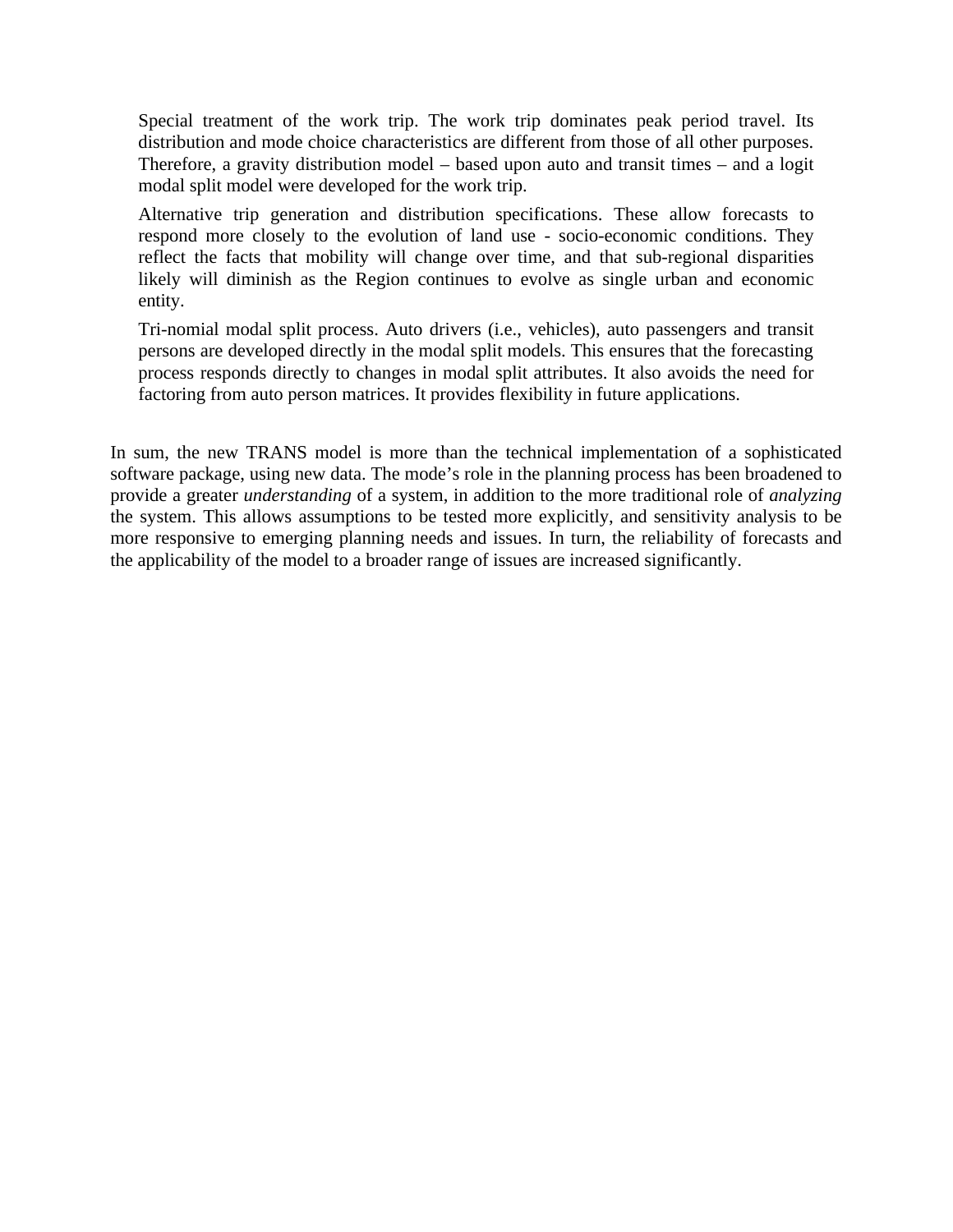Special treatment of the work trip. The work trip dominates peak period travel. Its distribution and mode choice characteristics are different from those of all other purposes. Therefore, a gravity distribution model – based upon auto and transit times – and a logit modal split model were developed for the work trip.

Alternative trip generation and distribution specifications. These allow forecasts to respond more closely to the evolution of land use - socio-economic conditions. They reflect the facts that mobility will change over time, and that sub-regional disparities likely will diminish as the Region continues to evolve as single urban and economic entity.

Tri-nomial modal split process. Auto drivers (i.e., vehicles), auto passengers and transit persons are developed directly in the modal split models. This ensures that the forecasting process responds directly to changes in modal split attributes. It also avoids the need for factoring from auto person matrices. It provides flexibility in future applications.

In sum, the new TRANS model is more than the technical implementation of a sophisticated software package, using new data. The mode's role in the planning process has been broadened to provide a greater *understanding* of a system, in addition to the more traditional role of *analyzing* the system. This allows assumptions to be tested more explicitly, and sensitivity analysis to be more responsive to emerging planning needs and issues. In turn, the reliability of forecasts and the applicability of the model to a broader range of issues are increased significantly.